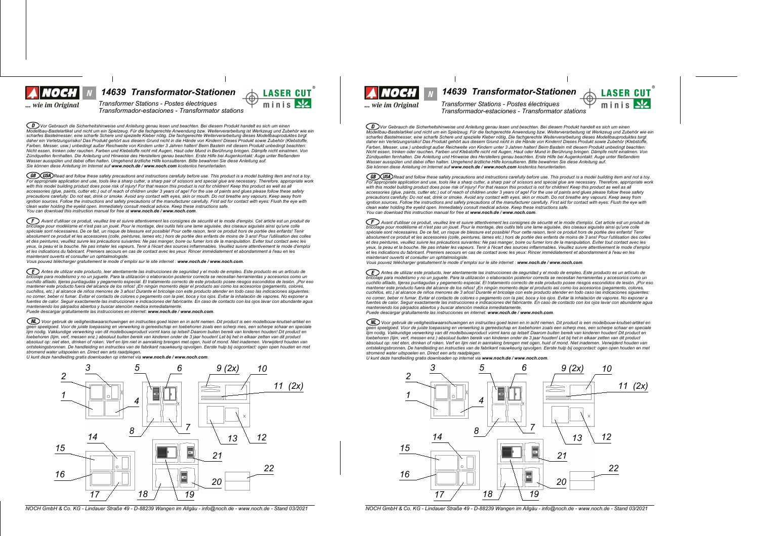NOCH
... wie im Original

N

# 14639 Transformator-Stationen

Transformer Stations - Postes électriques
Transformador-estaciones - Transformator stations

LASER CUT minis

**(D)** *Vor Gebrauch die Sicherheitshinweise und Anleitung genau lesen und beachten. Bei diesem Produkt handelt es sich um einen Modellbau-Bastelartikel und nicht um ein Spielzeug. Für die fachgerechte Anwendung bzw. Weiterverarbeitung ist Werkzeug und Zubehör wie ein scharfes Bastelmesser, eine scharfe Schere und spezielle Kleber nötig. Die fachgerechte Weiterverarbeitung dieses Modellbauproduktes birgt daher ein Verletzungsrisiko! Das Produkt gehört aus diesem Grund nicht in die Hände von Kindern! Dieses Produkt sowie Zubehör (Klebstoffe, Farben, Messer, usw.) unbedingt außer Reichweite von Kindern unter 3 Jahren halten! Beim Basteln mit diesem Produkt unbedingt beachten: Nicht essen, trinken oder rauchen. Farben und Klebstoffe nicht mit Augen, Haut oder Mund in Berührung bringen. Dämpfe nicht einatmen. Von Zündquellen fernhalten. Die Anleitung und Hinweise des Herstellers genau beachten. Erste Hilfe bei Augenkontakt: Auge unter fließendem Wasser ausspülen und dabei offen halten. Umgehend ärztliche Hilfe konsultieren. Bitte bewahren Sie diese Anleitung auf.*
*Sie können diese Anleitung im Internet auf **www.noch.de / www.noch.com** kostenlos herunterladen.*

**(GB)(USA)** *Read and follow these safety precautions and instructions carefully before use. This product is a model building item and not a toy. For appropriate application and use, tools like a sharp cutter, a sharp pair of scissors and special glue are necessary. Therefore, appropriate work with this model building product does pose risk of injury! For that reason this product is not for children! Keep this product as well as all accessories (glue, paints, cutter etc.) out of reach of children under 3 years of age! For the use of paints and glues please follow these safety precautions carefully: Do not eat, drink or smoke. Avoid any contact with eyes, skin or mouth. Do not breathe any vapours. Keep away from ignition sources. Follow the instructions and safety precautions of the manufacturer carefully. First aid for contact with eyes: Flush the eye with clean water holding the eyelid open. Immediately consult medical advice. Keep these instructions safe.*
*You can download this instruction manual for free at **www.noch.de / www.noch.com**.*

**(F)** *Avant d'utiliser ce produit, veuillez lire et suivre attentivement les consignes de sécurité et le mode d'emploi. Cet article est un produit de bricolage pour modélisme et n'est pas un jouet. Pour le montage, des outils tels une lame aiguisée, des ciseaux aiguisés ainsi qu'une colle spéciale sont nécessaires. De ce fait, un risque de blessure est possible! Pour cette raison, tenir ce produit hors de portée des enfants! Tenir absolument ce produit et les accessoires (colle, peintures, lames etc.) hors de portée des enfants de moins de 3 ans! Pour l'utilisation des colles et des peintures, veuillez suivre les précautions suivantes: Ne pas manger, boire ou fumer lors de la manipulation. Eviter tout contact avec les yeux, la peau et la bouche. Ne pas inhaler les vapeurs. Tenir à l'écart des sources inflammables. Veuillez suivre attentivement le mode d'emploi et les indications du fabricant. Premiers secours en cas de contact avec les yeux: Rincer immédiatement et abondamment à l'eau en les maintenant ouverts et consulter un ophtalmologiste.*
*Vous pouvez télécharger gratuitement le mode d'emploi sur le site internet : **www.noch.de / www.noch.com**.*

**(E)** *Antes de utilizar este producto, leer atentamente las instrucciones de seguridad y el modo de empleo. Este producto es un artículo de bricolaje para modelismo y no un juguete. Para la utilización o elaboración posterior correcta se necesitan herramientas y accesorios como un cuchillo afilado, tijeras puntiagudas y pegamento especial. El tratamiento correcto de este producto posee riesgos escondidos de lesión. ¡Por eso mantener este producto fuera del alcance de los niños! ¡En ningún momento dejar el producto así como los accesorios (pegamento, colores, cuchillos, etc.) al alcance de niños menores de 3 años! Durante el bricolaje con este producto atender en todo caso las indicaciones siguientes: no comer, beber ni fumar. Evitar el contacto de colores o pegamento con la piel, boca y los ojos. Evitar la inhalación de vapores. No exponer a fuentes de calor. Seguir exactamente las instrucciones e indicaciones del fabricante. En caso de contacto con los ojos lavar con abundante agua manteniendo los párpados abiertos y buscar atención medica inmediatamente.*
*Puede descargar gratuitamente las instrucciones en internet: **www.noch.de / www.noch.com**.*

**(NL)** *Voor gebruik de veiligheidswaarschuwingen en instructies goed lezen en in acht nemen. Dit product is een modelbouw-knutsel-artikel en geen speelgoed. Voor de juiste toepassing en verwerking is gereedschap en toebehoren zoals een scherp mes, een scherpe schaar en speciale lijm nodig. Vakkundige verwerking van dit modelbouwproduct vormt kans op letsel! Daarom buiten bereik van kinderen houden! Dit product en toebehoren (lijm, verf, messen enz.) absoluut buiten bereik van kinderen onder de 3 jaar houden! Let bij het in elkaar zetten van dit product absoluut op: niet eten, drinken of roken. Verf en lijm niet in aanraking brengen met ogen, huid of mond. Niet inademen. Verwijderd houden van ontstekingsbronnen. De handleiding en instructies van de fabrikant nauwkeurig opvolgen. Eerste hulp bij oogcontact: ogen open houden en met stromend water uitspoelen en. Direct een arts raadplegen.*
*U kunt deze handleiding gratis downloaden op internet via **www.noch.de / www.noch.com**.*

1, 2, 3, 4, 5, 6, 7, 8, 9 (2x), 10, 11 (2x), 12, 13, 14, 15, 16, 17, 18, 19, 20, 21, 22

NOCH GmbH & Co. KG - Lindauer Straße 49 - D-88239 Wangen im Allgäu - info@noch.de - www.noch.de - Stand 03/2021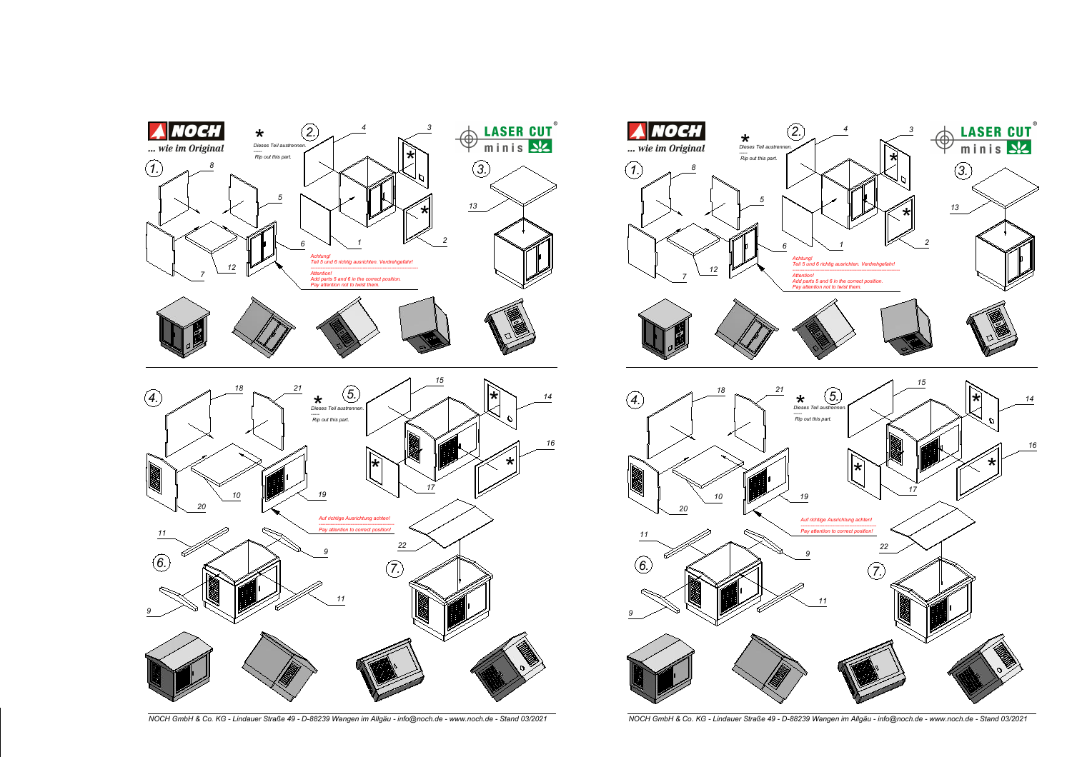NOCH

... wie im Original

LASER CUT®

minis

1.

2.

\* Dieses Teil austrennen.

Rip out this part.

Achtung!
Teil 5 und 6 richtig ausrichten. Verdrehgefahr!

Attention!
Add parts 5 and 6 in the correct position.
Pay attention not to twist them.

3.

4.

5.

\* Dieses Teil austrennen.

Rip out this part.

Auf richtige Ausrichtung achten!

Pay attention to correct position!

6.

7.

NOCH GmbH & Co. KG - Lindauer Straße 49 - D-88239 Wangen im Allgäu - info@noch.de - www.noch.de - Stand 03/2021

NOCH

... wie im Original

LASER CUT®

minis

1.

2.

\* Dieses Teil austrennen.

Rip out this part.

Achtung!
Teil 5 und 6 richtig ausrichten. Verdrehgefahr!

Attention!
Add parts 5 and 6 in the correct position.
Pay attention not to twist them.

3.

4.

5.

\* Dieses Teil austrennen.

Rip out this part.

Auf richtige Ausrichtung achten!

Pay attention to correct position!

6.

7.

NOCH GmbH & Co. KG - Lindauer Straße 49 - D-88239 Wangen im Allgäu - info@noch.de - www.noch.de - Stand 03/2021